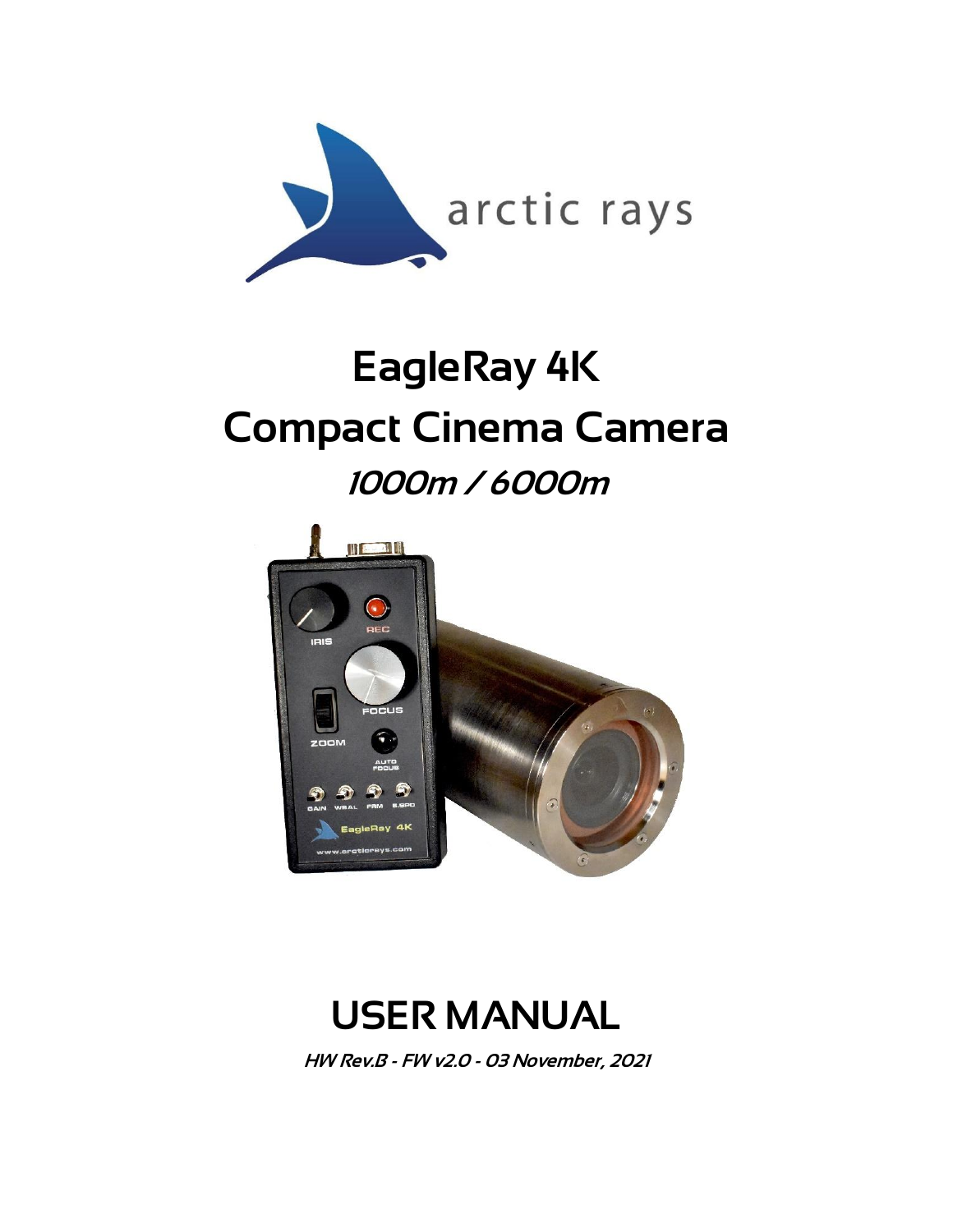arctic rays

# EagleRay 4K
# Compact Cinema Camera

*1000m / 6000m*

# USER MANUAL

***HW Rev.B - FW v2.0 - 03 November, 2021***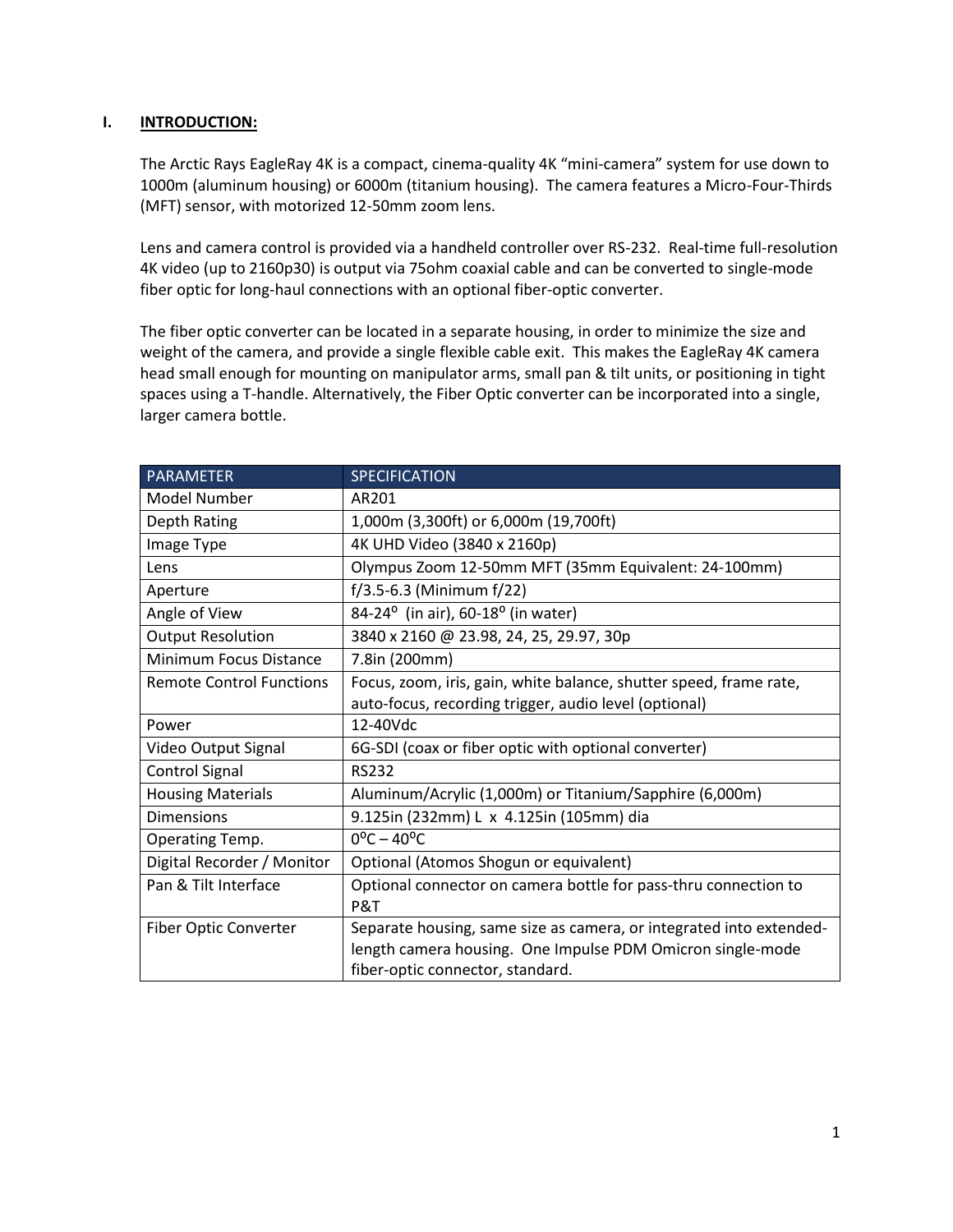## I. INTRODUCTION:

The Arctic Rays EagleRay 4K is a compact, cinema-quality 4K "mini-camera" system for use down to 1000m (aluminum housing) or 6000m (titanium housing). The camera features a Micro-Four-Thirds (MFT) sensor, with motorized 12-50mm zoom lens.

Lens and camera control is provided via a handheld controller over RS-232. Real-time full-resolution 4K video (up to 2160p30) is output via 75ohm coaxial cable and can be converted to single-mode fiber optic for long-haul connections with an optional fiber-optic converter.

The fiber optic converter can be located in a separate housing, in order to minimize the size and weight of the camera, and provide a single flexible cable exit. This makes the EagleRay 4K camera head small enough for mounting on manipulator arms, small pan & tilt units, or positioning in tight spaces using a T-handle. Alternatively, the Fiber Optic converter can be incorporated into a single, larger camera bottle.

| PARAMETER | SPECIFICATION |
| --- | --- |
| Model Number | AR201 |
| Depth Rating | 1,000m (3,300ft) or 6,000m (19,700ft) |
| Image Type | 4K UHD Video (3840 x 2160p) |
| Lens | Olympus Zoom 12-50mm MFT (35mm Equivalent: 24-100mm) |
| Aperture | f/3.5-6.3 (Minimum f/22) |
| Angle of View | 84-24° (in air), 60-18° (in water) |
| Output Resolution | 3840 x 2160 @ 23.98, 24, 25, 29.97, 30p |
| Minimum Focus Distance | 7.8in (200mm) |
| Remote Control Functions | Focus, zoom, iris, gain, white balance, shutter speed, frame rate, auto-focus, recording trigger, audio level (optional) |
| Power | 12-40Vdc |
| Video Output Signal | 6G-SDI (coax or fiber optic with optional converter) |
| Control Signal | RS232 |
| Housing Materials | Aluminum/Acrylic (1,000m) or Titanium/Sapphire (6,000m) |
| Dimensions | 9.125in (232mm) L x 4.125in (105mm) dia |
| Operating Temp. | 0°C – 40°C |
| Digital Recorder / Monitor | Optional (Atomos Shogun or equivalent) |
| Pan & Tilt Interface | Optional connector on camera bottle for pass-thru connection to P&T |
| Fiber Optic Converter | Separate housing, same size as camera, or integrated into extended-length camera housing. One Impulse PDM Omicron single-mode fiber-optic connector, standard. |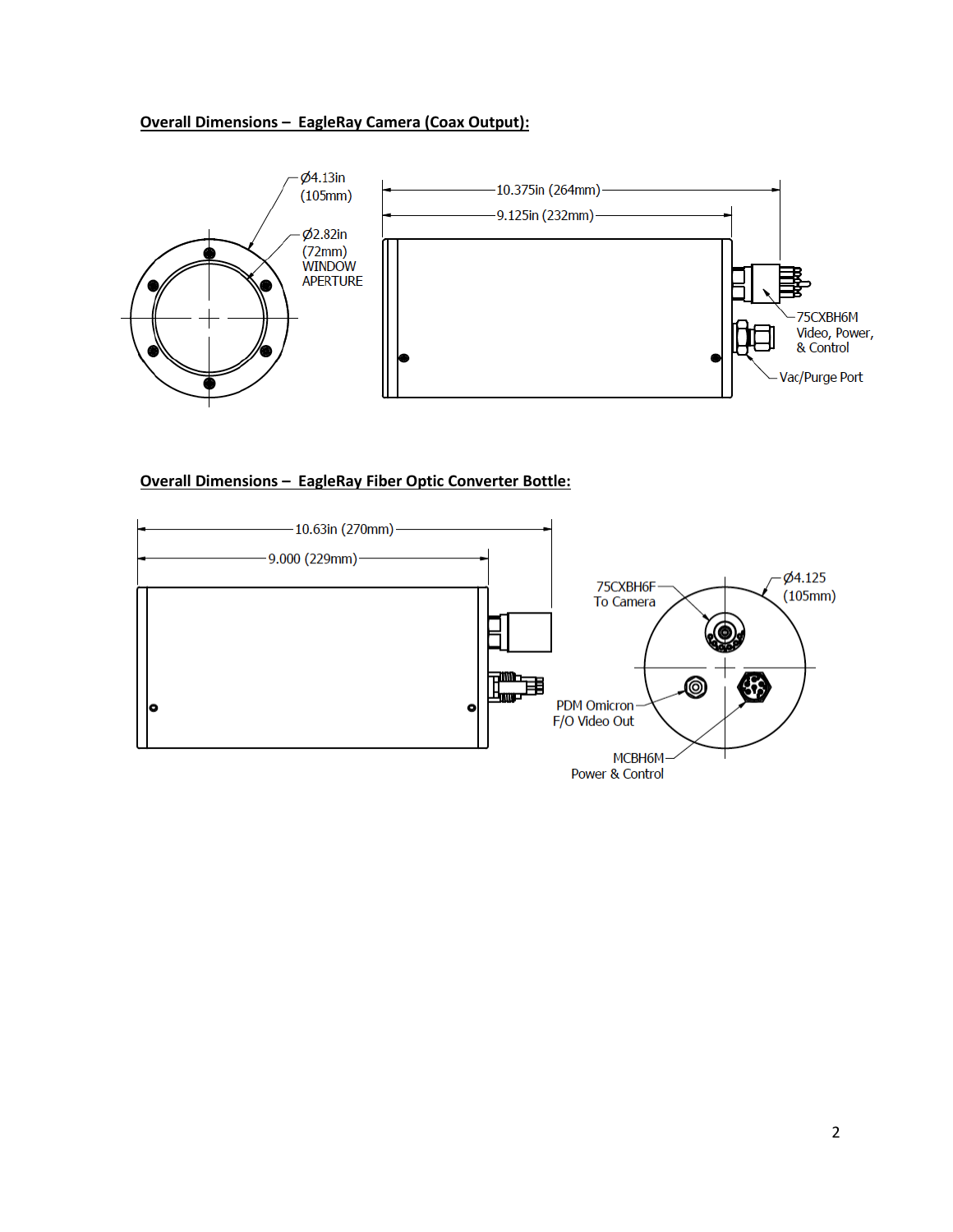**Overall Dimensions – EagleRay Camera (Coax Output):**

Ø4.13in (105mm)

Ø2.82in (72mm) WINDOW APERTURE

10.375in (264mm)

9.125in (232mm)

75CXBH6M Video, Power, & Control

Vac/Purge Port

**Overall Dimensions – EagleRay Fiber Optic Converter Bottle:**

10.63in (270mm)

9.000 (229mm)

75CXBH6F To Camera

Ø4.125 (105mm)

PDM Omicron F/O Video Out

MCBH6M Power & Control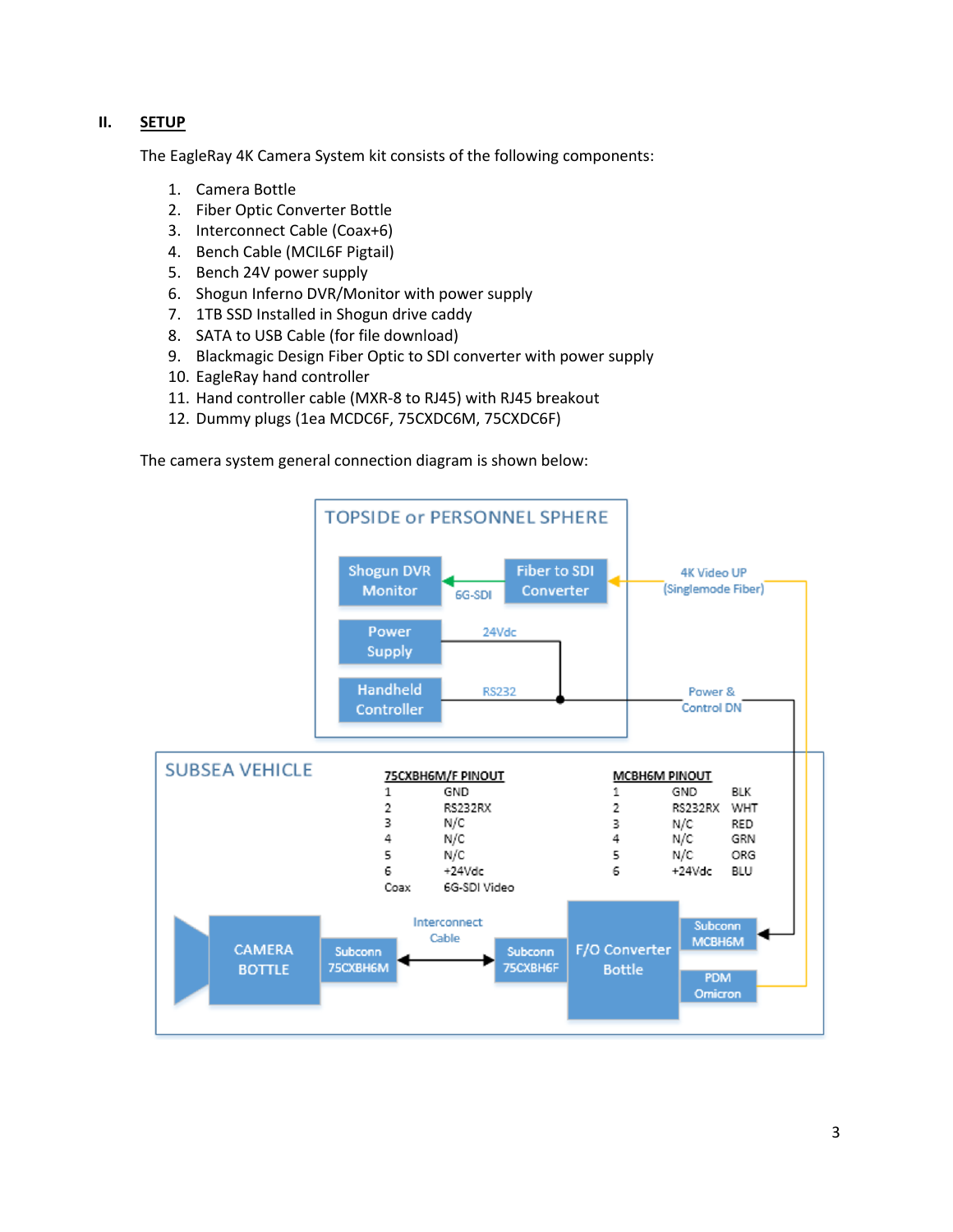## II. SETUP

The EagleRay 4K Camera System kit consists of the following components:

1. Camera Bottle
2. Fiber Optic Converter Bottle
3. Interconnect Cable (Coax+6)
4. Bench Cable (MCIL6F Pigtail)
5. Bench 24V power supply
6. Shogun Inferno DVR/Monitor with power supply
7. 1TB SSD Installed in Shogun drive caddy
8. SATA to USB Cable (for file download)
9. Blackmagic Design Fiber Optic to SDI converter with power supply
10. EagleRay hand controller
11. Hand controller cable (MXR-8 to RJ45) with RJ45 breakout
12. Dummy plugs (1ea MCDC6F, 75CXDC6M, 75CXDC6F)

The camera system general connection diagram is shown below:

TOPSIDE or PERSONNEL SPHERE

Shogun DVR Monitor ← 6G-SDI ← Fiber to SDI Converter ← 4K Video UP (Singlemode Fiber)

Power Supply — 24Vdc

Handheld Controller — RS232 — Power & Control DN

SUBSEA VEHICLE

**75CXBH6M/F PINOUT**

| Pin | Function |
|---|---|
| 1 | GND |
| 2 | RS232RX |
| 3 | N/C |
| 4 | N/C |
| 5 | N/C |
| 6 | +24Vdc |
| Coax | 6G-SDI Video |

**MCBH6M PINOUT**

| Pin | Function | Color |
|---|---|---|
| 1 | GND | BLK |
| 2 | RS232RX | WHT |
| 3 | N/C | RED |
| 4 | N/C | GRN |
| 5 | N/C | ORG |
| 6 | +24Vdc | BLU |

CAMERA BOTTLE — Subconn 75CXBH6M ↔ Interconnect Cable ↔ Subconn 75CXBH6F — F/O Converter Bottle — Subconn MCBH6M / PDM Omicron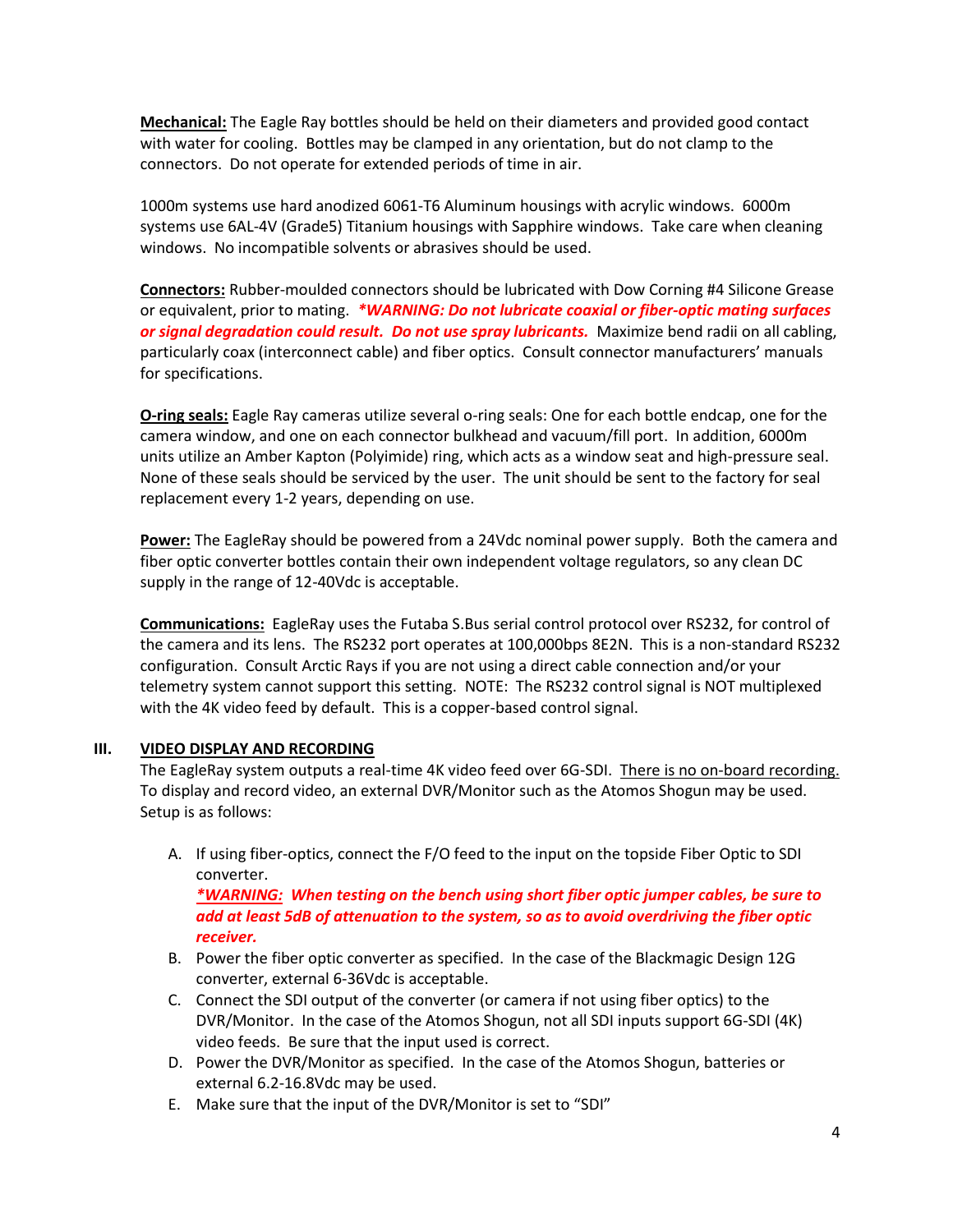**Mechanical:** The Eagle Ray bottles should be held on their diameters and provided good contact with water for cooling. Bottles may be clamped in any orientation, but do not clamp to the connectors. Do not operate for extended periods of time in air.

1000m systems use hard anodized 6061-T6 Aluminum housings with acrylic windows. 6000m systems use 6AL-4V (Grade5) Titanium housings with Sapphire windows. Take care when cleaning windows. No incompatible solvents or abrasives should be used.

**Connectors:** Rubber-moulded connectors should be lubricated with Dow Corning #4 Silicone Grease or equivalent, prior to mating. ***\*WARNING: Do not lubricate coaxial or fiber-optic mating surfaces or signal degradation could result. Do not use spray lubricants.*** Maximize bend radii on all cabling, particularly coax (interconnect cable) and fiber optics. Consult connector manufacturers' manuals for specifications.

**O-ring seals:** Eagle Ray cameras utilize several o-ring seals: One for each bottle endcap, one for the camera window, and one on each connector bulkhead and vacuum/fill port. In addition, 6000m units utilize an Amber Kapton (Polyimide) ring, which acts as a window seat and high-pressure seal. None of these seals should be serviced by the user. The unit should be sent to the factory for seal replacement every 1-2 years, depending on use.

**Power:** The EagleRay should be powered from a 24Vdc nominal power supply. Both the camera and fiber optic converter bottles contain their own independent voltage regulators, so any clean DC supply in the range of 12-40Vdc is acceptable.

**Communications:** EagleRay uses the Futaba S.Bus serial control protocol over RS232, for control of the camera and its lens. The RS232 port operates at 100,000bps 8E2N. This is a non-standard RS232 configuration. Consult Arctic Rays if you are not using a direct cable connection and/or your telemetry system cannot support this setting. NOTE: The RS232 control signal is NOT multiplexed with the 4K video feed by default. This is a copper-based control signal.

## III. VIDEO DISPLAY AND RECORDING

The EagleRay system outputs a real-time 4K video feed over 6G-SDI. There is no on-board recording. To display and record video, an external DVR/Monitor such as the Atomos Shogun may be used. Setup is as follows:

A. If using fiber-optics, connect the F/O feed to the input on the topside Fiber Optic to SDI converter.
   ***\*WARNING: When testing on the bench using short fiber optic jumper cables, be sure to add at least 5dB of attenuation to the system, so as to avoid overdriving the fiber optic receiver.***
B. Power the fiber optic converter as specified. In the case of the Blackmagic Design 12G converter, external 6-36Vdc is acceptable.
C. Connect the SDI output of the converter (or camera if not using fiber optics) to the DVR/Monitor. In the case of the Atomos Shogun, not all SDI inputs support 6G-SDI (4K) video feeds. Be sure that the input used is correct.
D. Power the DVR/Monitor as specified. In the case of the Atomos Shogun, batteries or external 6.2-16.8Vdc may be used.
E. Make sure that the input of the DVR/Monitor is set to "SDI"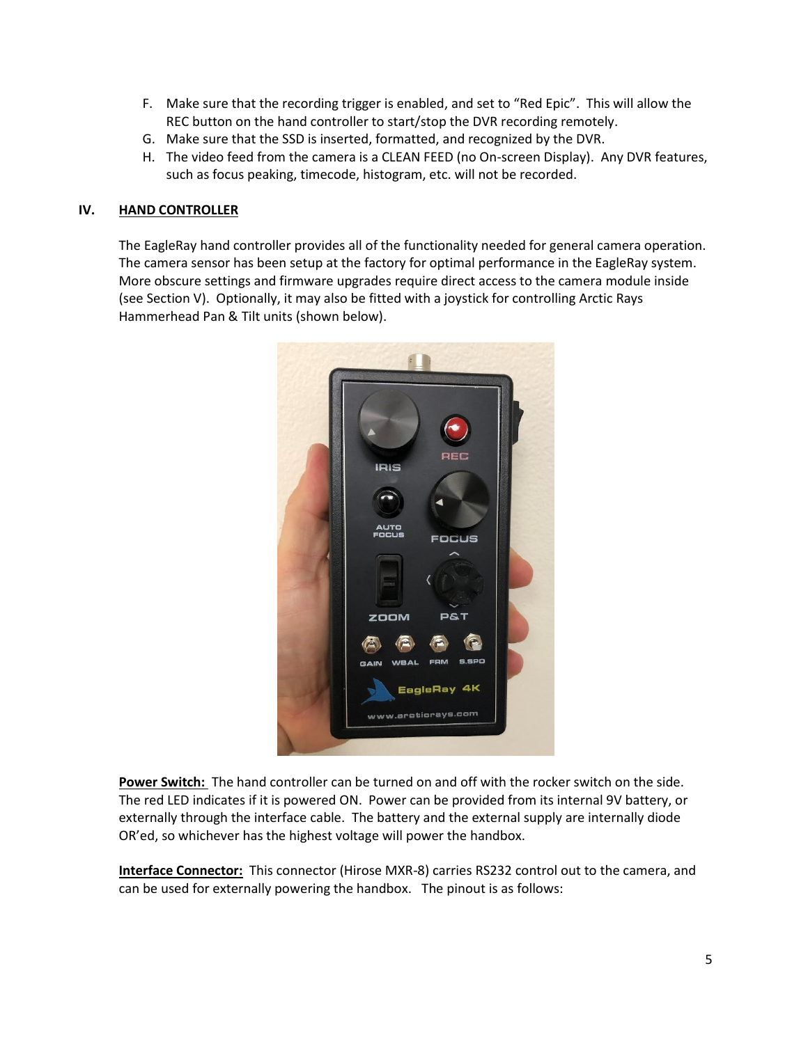F. Make sure that the recording trigger is enabled, and set to "Red Epic". This will allow the REC button on the hand controller to start/stop the DVR recording remotely.
G. Make sure that the SSD is inserted, formatted, and recognized by the DVR.
H. The video feed from the camera is a CLEAN FEED (no On-screen Display). Any DVR features, such as focus peaking, timecode, histogram, etc. will not be recorded.

## IV. HAND CONTROLLER

The EagleRay hand controller provides all of the functionality needed for general camera operation. The camera sensor has been setup at the factory for optimal performance in the EagleRay system. More obscure settings and firmware upgrades require direct access to the camera module inside (see Section V). Optionally, it may also be fitted with a joystick for controlling Arctic Rays Hammerhead Pan & Tilt units (shown below).

**Power Switch:** The hand controller can be turned on and off with the rocker switch on the side. The red LED indicates if it is powered ON. Power can be provided from its internal 9V battery, or externally through the interface cable. The battery and the external supply are internally diode OR'ed, so whichever has the highest voltage will power the handbox.

**Interface Connector:** This connector (Hirose MXR-8) carries RS232 control out to the camera, and can be used for externally powering the handbox. The pinout is as follows: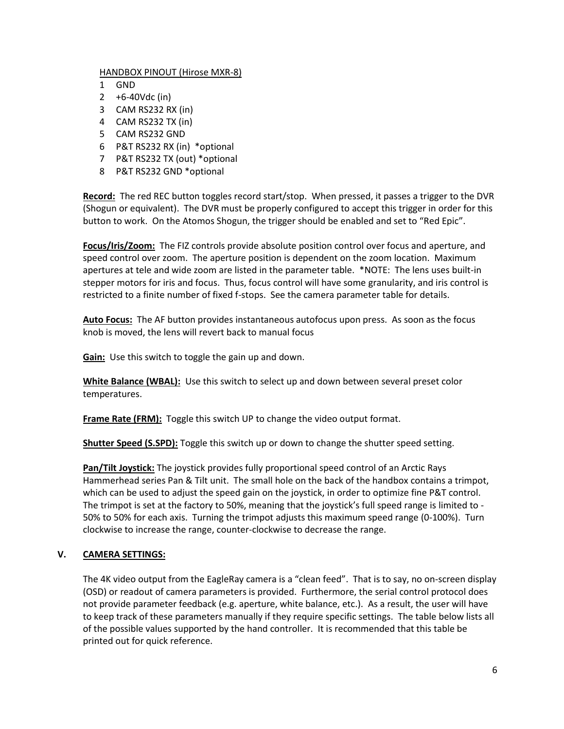HANDBOX PINOUT (Hirose MXR-8)

1 GND
2 +6-40Vdc (in)
3 CAM RS232 RX (in)
4 CAM RS232 TX (in)
5 CAM RS232 GND
6 P&T RS232 RX (in) *optional
7 P&T RS232 TX (out) *optional
8 P&T RS232 GND *optional

**Record:** The red REC button toggles record start/stop. When pressed, it passes a trigger to the DVR (Shogun or equivalent). The DVR must be properly configured to accept this trigger in order for this button to work. On the Atomos Shogun, the trigger should be enabled and set to "Red Epic".

**Focus/Iris/Zoom:** The FIZ controls provide absolute position control over focus and aperture, and speed control over zoom. The aperture position is dependent on the zoom location. Maximum apertures at tele and wide zoom are listed in the parameter table. *NOTE: The lens uses built-in stepper motors for iris and focus. Thus, focus control will have some granularity, and iris control is restricted to a finite number of fixed f-stops. See the camera parameter table for details.

**Auto Focus:** The AF button provides instantaneous autofocus upon press. As soon as the focus knob is moved, the lens will revert back to manual focus

**Gain:** Use this switch to toggle the gain up and down.

**White Balance (WBAL):** Use this switch to select up and down between several preset color temperatures.

**Frame Rate (FRM):** Toggle this switch UP to change the video output format.

**Shutter Speed (S.SPD):** Toggle this switch up or down to change the shutter speed setting.

**Pan/Tilt Joystick:** The joystick provides fully proportional speed control of an Arctic Rays Hammerhead series Pan & Tilt unit. The small hole on the back of the handbox contains a trimpot, which can be used to adjust the speed gain on the joystick, in order to optimize fine P&T control. The trimpot is set at the factory to 50%, meaning that the joystick's full speed range is limited to -50% to 50% for each axis. Turning the trimpot adjusts this maximum speed range (0-100%). Turn clockwise to increase the range, counter-clockwise to decrease the range.

## V. CAMERA SETTINGS:

The 4K video output from the EagleRay camera is a "clean feed". That is to say, no on-screen display (OSD) or readout of camera parameters is provided. Furthermore, the serial control protocol does not provide parameter feedback (e.g. aperture, white balance, etc.). As a result, the user will have to keep track of these parameters manually if they require specific settings. The table below lists all of the possible values supported by the hand controller. It is recommended that this table be printed out for quick reference.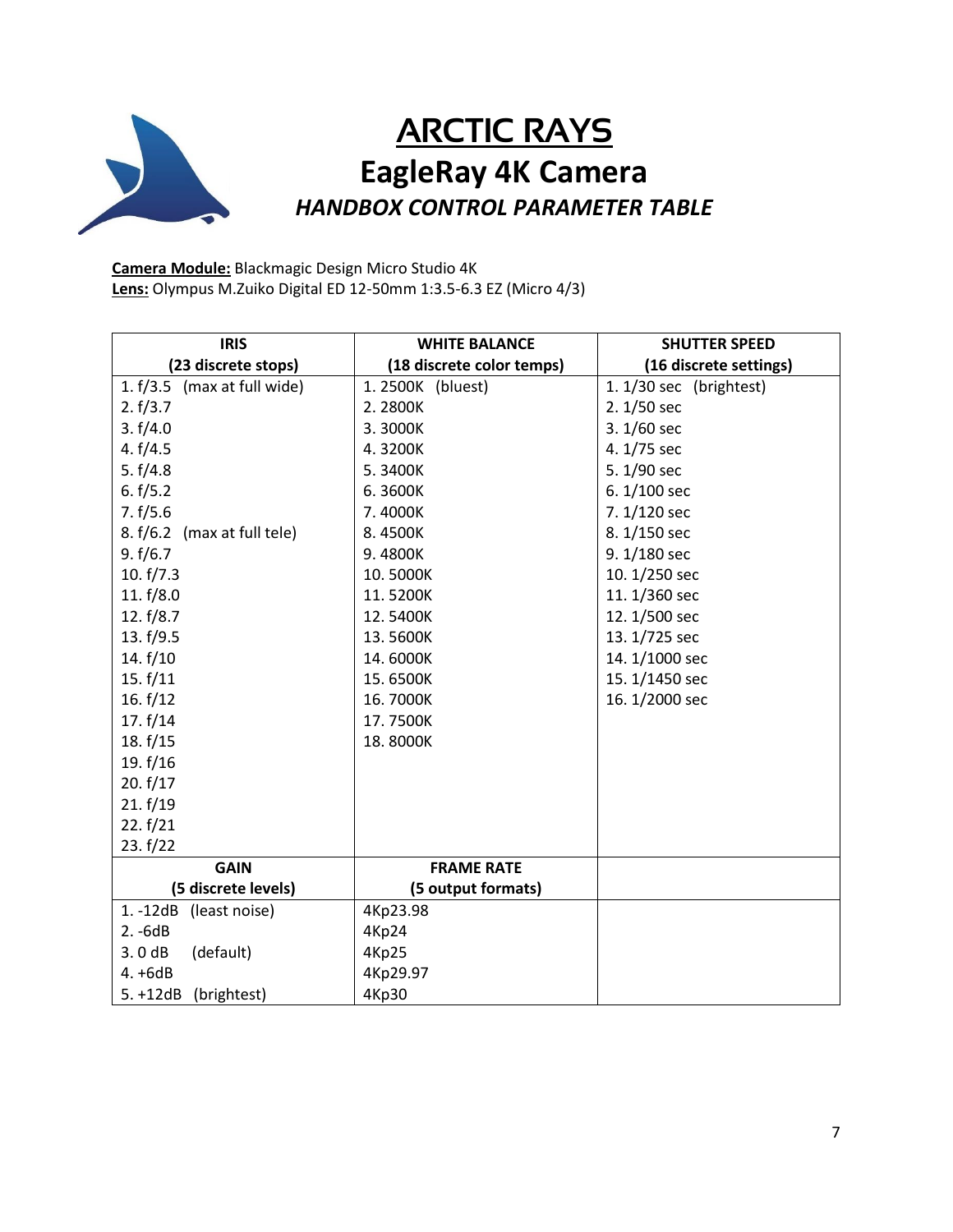# ARCTIC RAYS

## EagleRay 4K Camera

### *HANDBOX CONTROL PARAMETER TABLE*

**Camera Module:** Blackmagic Design Micro Studio 4K
**Lens:** Olympus M.Zuiko Digital ED 12-50mm 1:3.5-6.3 EZ (Micro 4/3)

| IRIS (23 discrete stops) | WHITE BALANCE (18 discrete color temps) | SHUTTER SPEED (16 discrete settings) |
|---|---|---|
| 1. f/3.5 (max at full wide) | 1. 2500K (bluest) | 1. 1/30 sec (brightest) |
| 2. f/3.7 | 2. 2800K | 2. 1/50 sec |
| 3. f/4.0 | 3. 3000K | 3. 1/60 sec |
| 4. f/4.5 | 4. 3200K | 4. 1/75 sec |
| 5. f/4.8 | 5. 3400K | 5. 1/90 sec |
| 6. f/5.2 | 6. 3600K | 6. 1/100 sec |
| 7. f/5.6 | 7. 4000K | 7. 1/120 sec |
| 8. f/6.2 (max at full tele) | 8. 4500K | 8. 1/150 sec |
| 9. f/6.7 | 9. 4800K | 9. 1/180 sec |
| 10. f/7.3 | 10. 5000K | 10. 1/250 sec |
| 11. f/8.0 | 11. 5200K | 11. 1/360 sec |
| 12. f/8.7 | 12. 5400K | 12. 1/500 sec |
| 13. f/9.5 | 13. 5600K | 13. 1/725 sec |
| 14. f/10 | 14. 6000K | 14. 1/1000 sec |
| 15. f/11 | 15. 6500K | 15. 1/1450 sec |
| 16. f/12 | 16. 7000K | 16. 1/2000 sec |
| 17. f/14 | 17. 7500K | |
| 18. f/15 | 18. 8000K | |
| 19. f/16 | | |
| 20. f/17 | | |
| 21. f/19 | | |
| 22. f/21 | | |
| 23. f/22 | | |
| **GAIN (5 discrete levels)** | **FRAME RATE (5 output formats)** | |
| 1. -12dB (least noise) | 4Kp23.98 | |
| 2. -6dB | 4Kp24 | |
| 3. 0 dB (default) | 4Kp25 | |
| 4. +6dB | 4Kp29.97 | |
| 5. +12dB (brightest) | 4Kp30 | |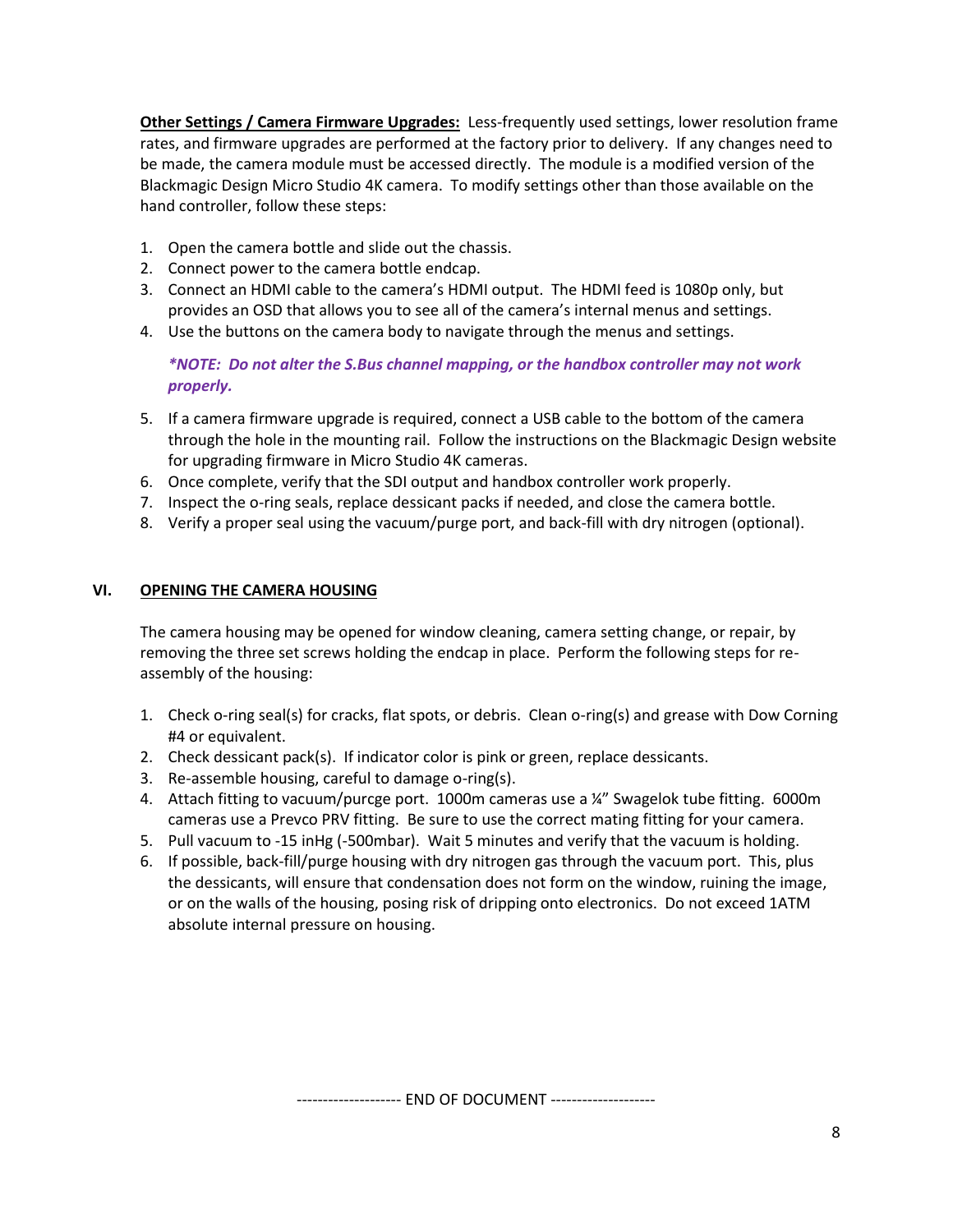**Other Settings / Camera Firmware Upgrades:** Less-frequently used settings, lower resolution frame rates, and firmware upgrades are performed at the factory prior to delivery. If any changes need to be made, the camera module must be accessed directly. The module is a modified version of the Blackmagic Design Micro Studio 4K camera. To modify settings other than those available on the hand controller, follow these steps:

1. Open the camera bottle and slide out the chassis.
2. Connect power to the camera bottle endcap.
3. Connect an HDMI cable to the camera's HDMI output. The HDMI feed is 1080p only, but provides an OSD that allows you to see all of the camera's internal menus and settings.
4. Use the buttons on the camera body to navigate through the menus and settings.

   ***NOTE: Do not alter the S.Bus channel mapping, or the handbox controller may not work properly.***

5. If a camera firmware upgrade is required, connect a USB cable to the bottom of the camera through the hole in the mounting rail. Follow the instructions on the Blackmagic Design website for upgrading firmware in Micro Studio 4K cameras.
6. Once complete, verify that the SDI output and handbox controller work properly.
7. Inspect the o-ring seals, replace dessicant packs if needed, and close the camera bottle.
8. Verify a proper seal using the vacuum/purge port, and back-fill with dry nitrogen (optional).

## VI. OPENING THE CAMERA HOUSING

The camera housing may be opened for window cleaning, camera setting change, or repair, by removing the three set screws holding the endcap in place. Perform the following steps for re-assembly of the housing:

1. Check o-ring seal(s) for cracks, flat spots, or debris. Clean o-ring(s) and grease with Dow Corning #4 or equivalent.
2. Check dessicant pack(s). If indicator color is pink or green, replace dessicants.
3. Re-assemble housing, careful to damage o-ring(s).
4. Attach fitting to vacuum/purcge port. 1000m cameras use a ¼" Swagelok tube fitting. 6000m cameras use a Prevco PRV fitting. Be sure to use the correct mating fitting for your camera.
5. Pull vacuum to -15 inHg (-500mbar). Wait 5 minutes and verify that the vacuum is holding.
6. If possible, back-fill/purge housing with dry nitrogen gas through the vacuum port. This, plus the dessicants, will ensure that condensation does not form on the window, ruining the image, or on the walls of the housing, posing risk of dripping onto electronics. Do not exceed 1ATM absolute internal pressure on housing.

-------------------- END OF DOCUMENT --------------------